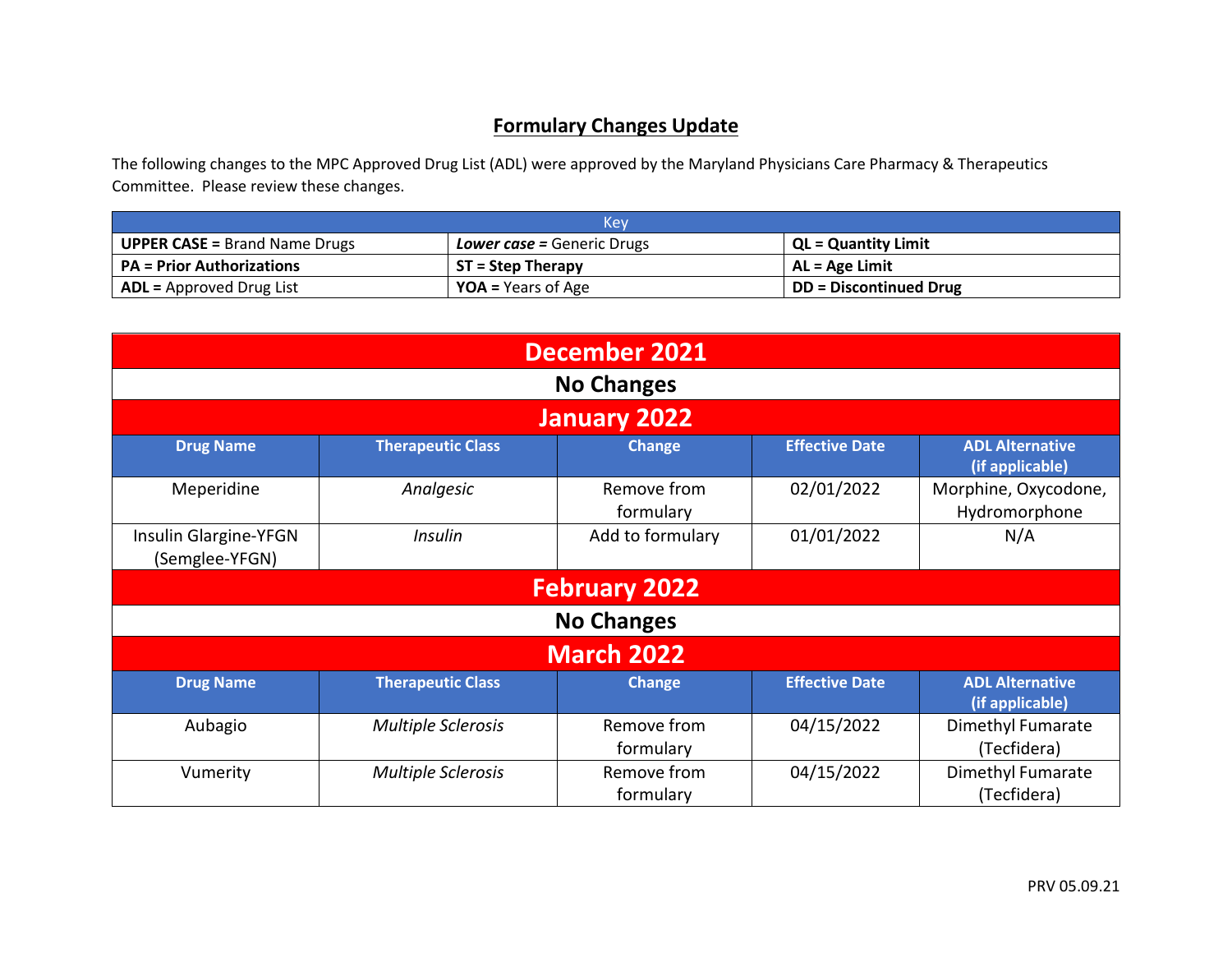# Formulary Changes Update

The following changes to the MPC Approved Drug List (ADL) were approved by the Maryland Physicians Care Pharmacy & Therapeutics Committee. Please review these changes.

| Key | | |
|---|---|---|
| **UPPER CASE =** Brand Name Drugs | ***Lower case =*** Generic Drugs | **QL = Quantity Limit** |
| **PA = Prior Authorizations** | **ST = Step Therapy** | **AL = Age Limit** |
| **ADL =** Approved Drug List | **YOA =** Years of Age | **DD = Discontinued Drug** |

## December 2021

**No Changes**

## January 2022

| Drug Name | Therapeutic Class | Change | Effective Date | ADL Alternative (if applicable) |
|---|---|---|---|---|
| Meperidine | *Analgesic* | Remove from formulary | 02/01/2022 | Morphine, Oxycodone, Hydromorphone |
| Insulin Glargine-YFGN (Semglee-YFGN) | *Insulin* | Add to formulary | 01/01/2022 | N/A |

## February 2022

**No Changes**

## March 2022

| Drug Name | Therapeutic Class | Change | Effective Date | ADL Alternative (if applicable) |
|---|---|---|---|---|
| Aubagio | *Multiple Sclerosis* | Remove from formulary | 04/15/2022 | Dimethyl Fumarate (Tecfidera) |
| Vumerity | *Multiple Sclerosis* | Remove from formulary | 04/15/2022 | Dimethyl Fumarate (Tecfidera) |

PRV 05.09.21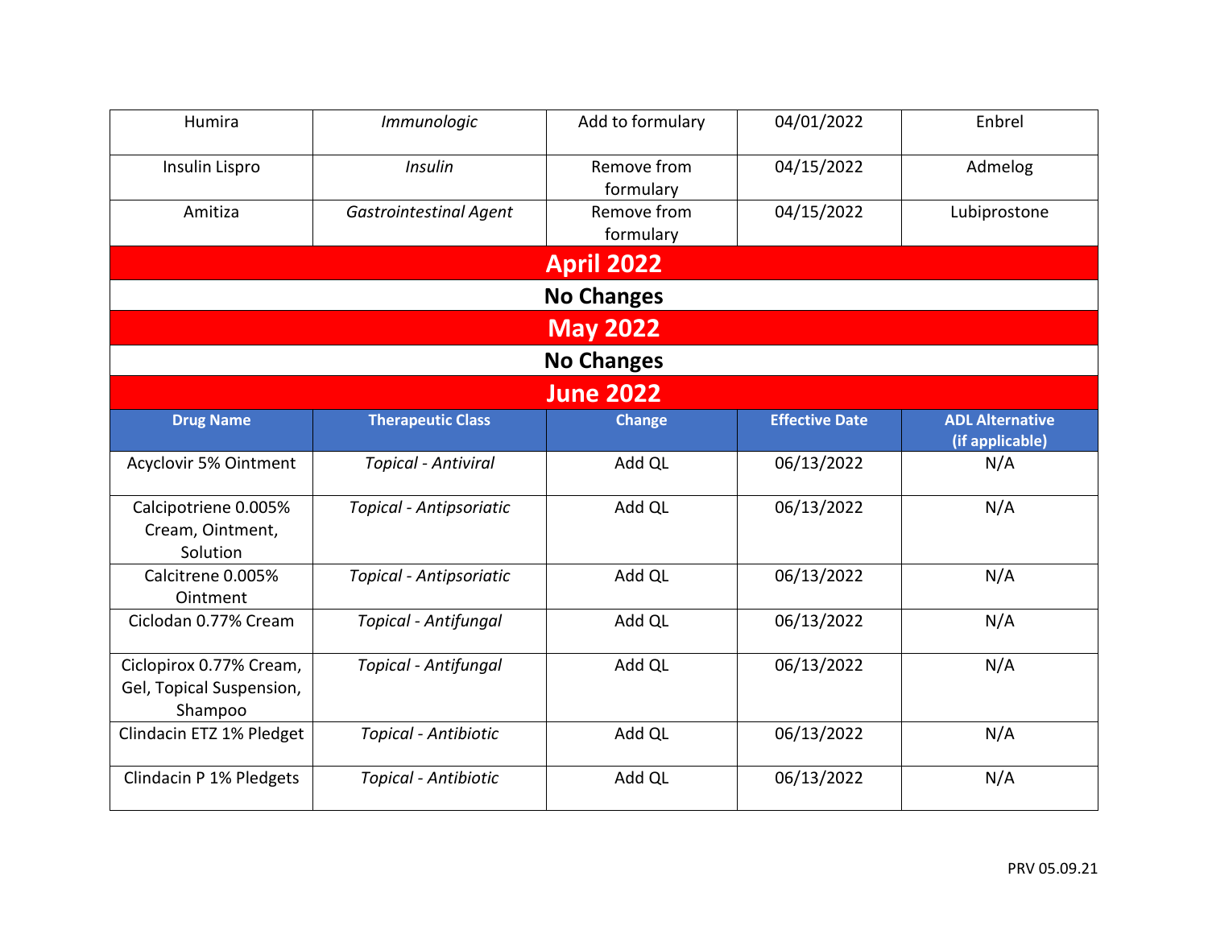| Humira | *Immunologic* | Add to formulary | 04/01/2022 | Enbrel |
|---|---|---|---|---|
| Insulin Lispro | *Insulin* | Remove from formulary | 04/15/2022 | Admelog |
| Amitiza | *Gastrointestinal Agent* | Remove from formulary | 04/15/2022 | Lubiprostone |

## April 2022

**No Changes**

## May 2022

**No Changes**

## June 2022

| Drug Name | Therapeutic Class | Change | Effective Date | ADL Alternative (if applicable) |
|---|---|---|---|---|
| Acyclovir 5% Ointment | *Topical - Antiviral* | Add QL | 06/13/2022 | N/A |
| Calcipotriene 0.005% Cream, Ointment, Solution | *Topical - Antipsoriatic* | Add QL | 06/13/2022 | N/A |
| Calcitrene 0.005% Ointment | *Topical - Antipsoriatic* | Add QL | 06/13/2022 | N/A |
| Ciclodan 0.77% Cream | *Topical - Antifungal* | Add QL | 06/13/2022 | N/A |
| Ciclopirox 0.77% Cream, Gel, Topical Suspension, Shampoo | *Topical - Antifungal* | Add QL | 06/13/2022 | N/A |
| Clindacin ETZ 1% Pledget | *Topical - Antibiotic* | Add QL | 06/13/2022 | N/A |
| Clindacin P 1% Pledgets | *Topical - Antibiotic* | Add QL | 06/13/2022 | N/A |

PRV 05.09.21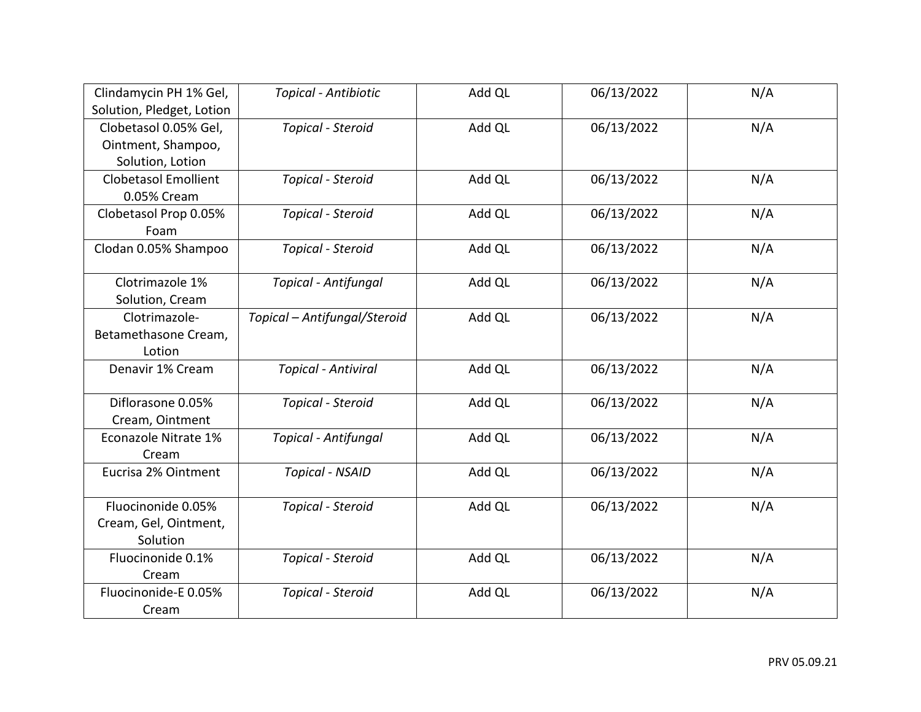| Clindamycin PH 1% Gel, Solution, Pledget, Lotion | *Topical - Antibiotic* | Add QL | 06/13/2022 | N/A |
|---|---|---|---|---|
| Clobetasol 0.05% Gel, Ointment, Shampoo, Solution, Lotion | *Topical - Steroid* | Add QL | 06/13/2022 | N/A |
| Clobetasol Emollient 0.05% Cream | *Topical - Steroid* | Add QL | 06/13/2022 | N/A |
| Clobetasol Prop 0.05% Foam | *Topical - Steroid* | Add QL | 06/13/2022 | N/A |
| Clodan 0.05% Shampoo | *Topical - Steroid* | Add QL | 06/13/2022 | N/A |
| Clotrimazole 1% Solution, Cream | *Topical - Antifungal* | Add QL | 06/13/2022 | N/A |
| Clotrimazole-Betamethasone Cream, Lotion | *Topical – Antifungal/Steroid* | Add QL | 06/13/2022 | N/A |
| Denavir 1% Cream | *Topical - Antiviral* | Add QL | 06/13/2022 | N/A |
| Diflorasone 0.05% Cream, Ointment | *Topical - Steroid* | Add QL | 06/13/2022 | N/A |
| Econazole Nitrate 1% Cream | *Topical - Antifungal* | Add QL | 06/13/2022 | N/A |
| Eucrisa 2% Ointment | *Topical - NSAID* | Add QL | 06/13/2022 | N/A |
| Fluocinonide 0.05% Cream, Gel, Ointment, Solution | *Topical - Steroid* | Add QL | 06/13/2022 | N/A |
| Fluocinonide 0.1% Cream | *Topical - Steroid* | Add QL | 06/13/2022 | N/A |
| Fluocinonide-E 0.05% Cream | *Topical - Steroid* | Add QL | 06/13/2022 | N/A |

PRV 05.09.21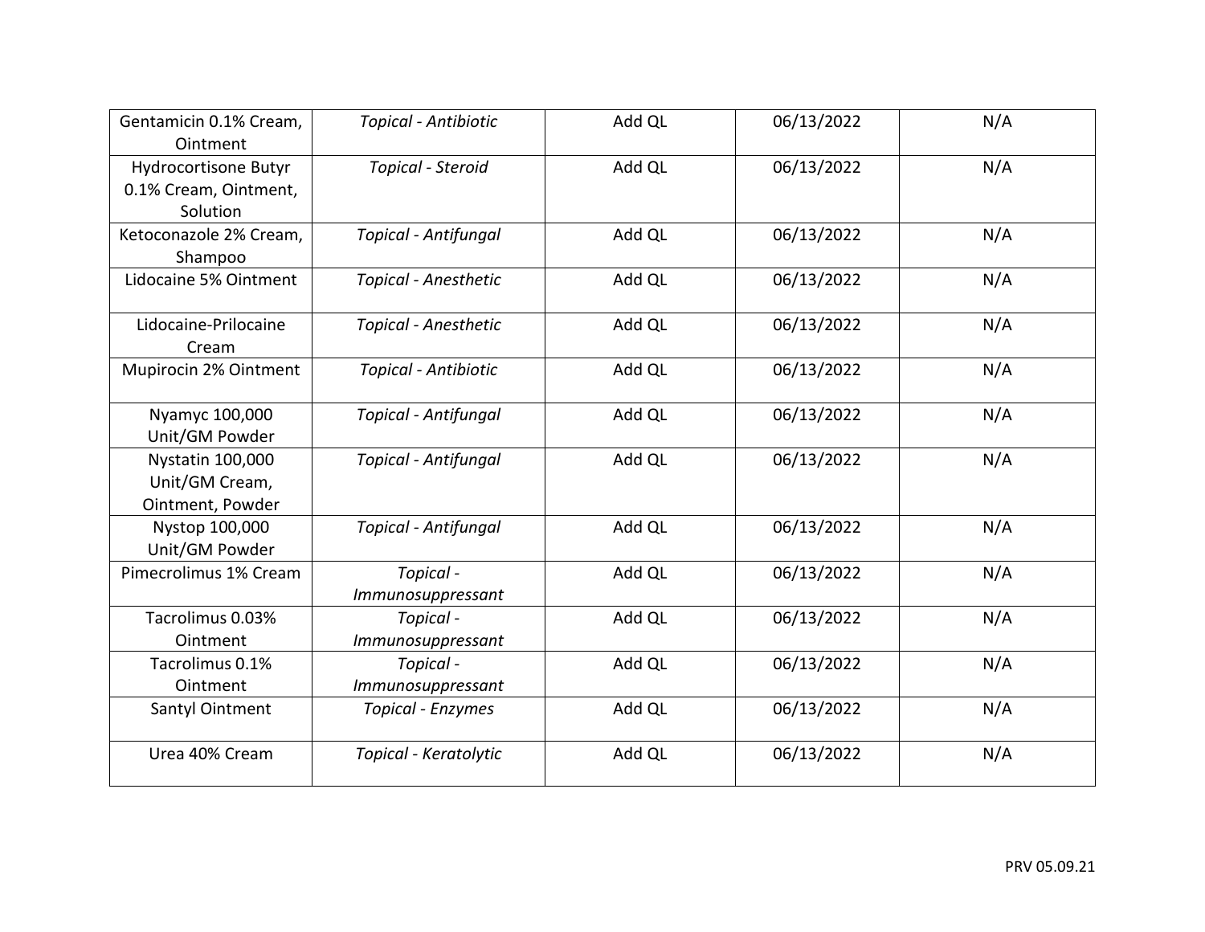| | | | | |
|---|---|---|---|---|
| Gentamicin 0.1% Cream, Ointment | *Topical - Antibiotic* | Add QL | 06/13/2022 | N/A |
| Hydrocortisone Butyr 0.1% Cream, Ointment, Solution | *Topical - Steroid* | Add QL | 06/13/2022 | N/A |
| Ketoconazole 2% Cream, Shampoo | *Topical - Antifungal* | Add QL | 06/13/2022 | N/A |
| Lidocaine 5% Ointment | *Topical - Anesthetic* | Add QL | 06/13/2022 | N/A |
| Lidocaine-Prilocaine Cream | *Topical - Anesthetic* | Add QL | 06/13/2022 | N/A |
| Mupirocin 2% Ointment | *Topical - Antibiotic* | Add QL | 06/13/2022 | N/A |
| Nyamyc 100,000 Unit/GM Powder | *Topical - Antifungal* | Add QL | 06/13/2022 | N/A |
| Nystatin 100,000 Unit/GM Cream, Ointment, Powder | *Topical - Antifungal* | Add QL | 06/13/2022 | N/A |
| Nystop 100,000 Unit/GM Powder | *Topical - Antifungal* | Add QL | 06/13/2022 | N/A |
| Pimecrolimus 1% Cream | *Topical - Immunosuppressant* | Add QL | 06/13/2022 | N/A |
| Tacrolimus 0.03% Ointment | *Topical - Immunosuppressant* | Add QL | 06/13/2022 | N/A |
| Tacrolimus 0.1% Ointment | *Topical - Immunosuppressant* | Add QL | 06/13/2022 | N/A |
| Santyl Ointment | *Topical - Enzymes* | Add QL | 06/13/2022 | N/A |
| Urea 40% Cream | *Topical - Keratolytic* | Add QL | 06/13/2022 | N/A |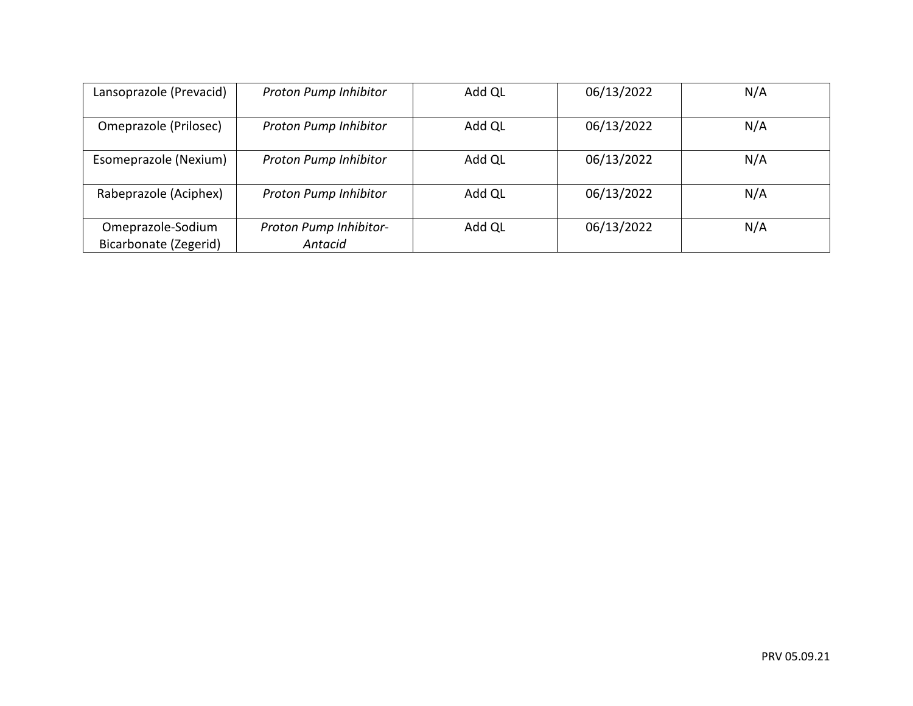| | | | | |
|---|---|---|---|---|
| Lansoprazole (Prevacid) | *Proton Pump Inhibitor* | Add QL | 06/13/2022 | N/A |
| Omeprazole (Prilosec) | *Proton Pump Inhibitor* | Add QL | 06/13/2022 | N/A |
| Esomeprazole (Nexium) | *Proton Pump Inhibitor* | Add QL | 06/13/2022 | N/A |
| Rabeprazole (Aciphex) | *Proton Pump Inhibitor* | Add QL | 06/13/2022 | N/A |
| Omeprazole-Sodium Bicarbonate (Zegerid) | *Proton Pump Inhibitor-Antacid* | Add QL | 06/13/2022 | N/A |

PRV 05.09.21